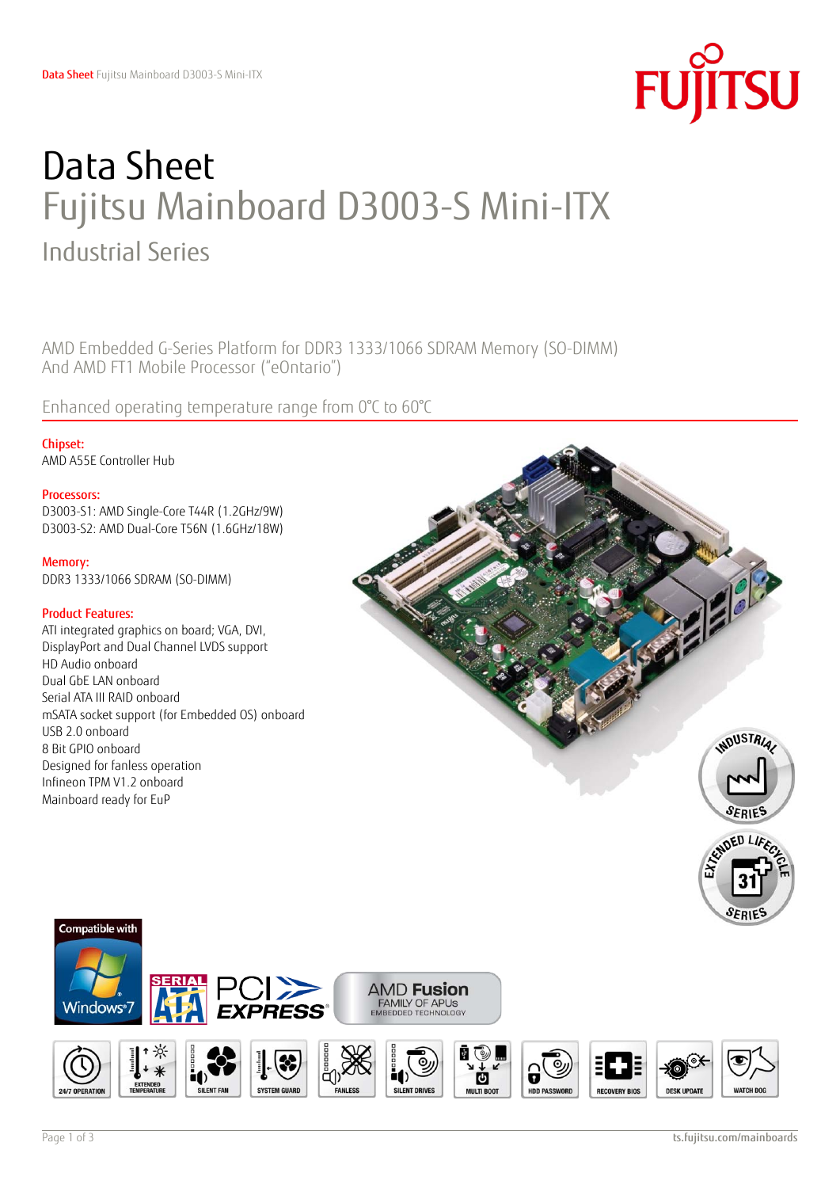# Data Sheet

## Fujitsu Mainboard D3003-S Mini-ITX

### Industrial Series

AMD Embedded G-Series Platform for DDR3 1333/1066 SDRAM Memory (SO-DIMM)
And AMD FT1 Mobile Processor ("eOntario")

Enhanced operating temperature range from 0°C to 60°C

**Chipset:**
AMD A55E Controller Hub

**Processors:**
D3003-S1: AMD Single-Core T44R (1.2GHz/9W)
D3003-S2: AMD Dual-Core T56N (1.6GHz/18W)

**Memory:**
DDR3 1333/1066 SDRAM (SO-DIMM)

**Product Features:**
ATI integrated graphics on board; VGA, DVI, DisplayPort and Dual Channel LVDS support
HD Audio onboard
Dual GbE LAN onboard
Serial ATA III RAID onboard
mSATA socket support (for Embedded OS) onboard
USB 2.0 onboard
8 Bit GPIO onboard
Designed for fanless operation
Infineon TPM V1.2 onboard
Mainboard ready for EuP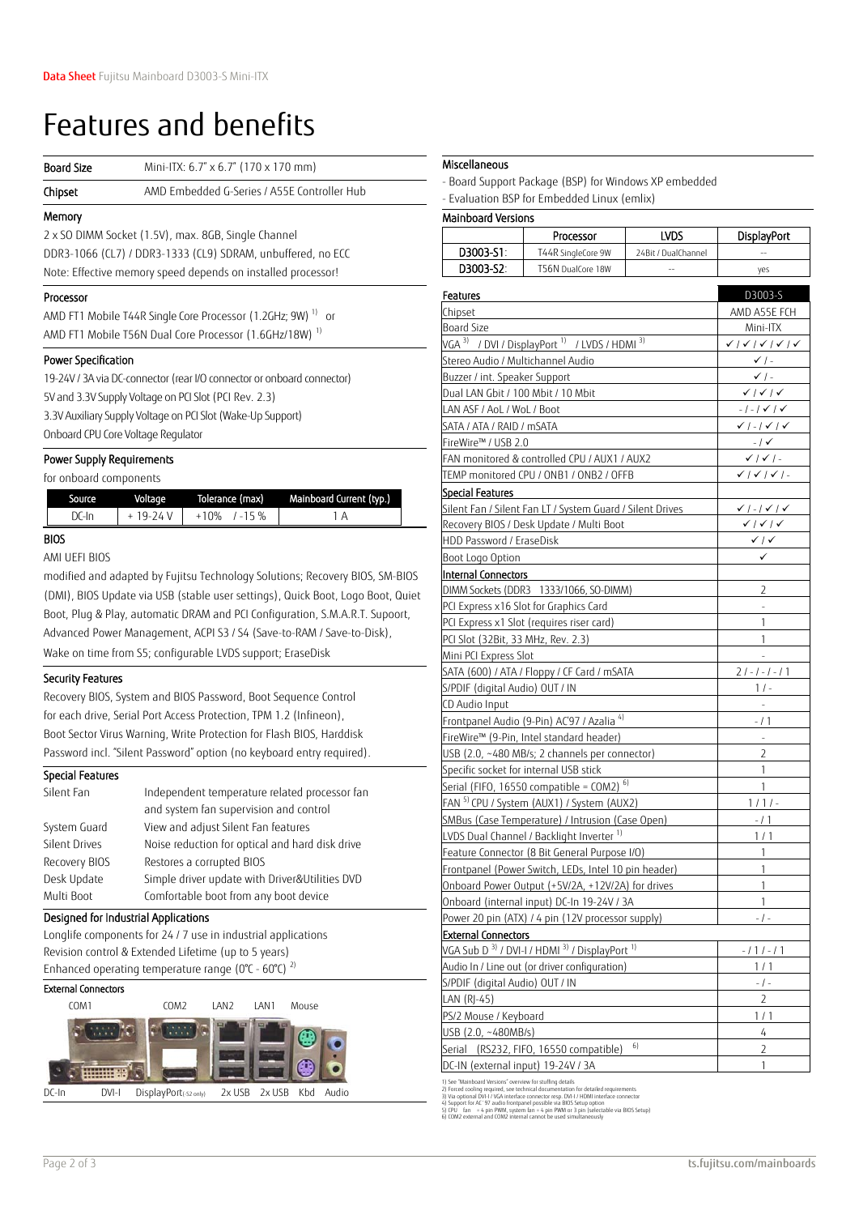# Features and benefits

| | |
|---|---|
| **Board Size** | Mini-ITX: 6.7" x 6.7" (170 x 170 mm) |
| **Chipset** | AMD Embedded G-Series / A55E Controller Hub |

### Memory

2 x SO DIMM Socket (1.5V), max. 8GB, Single Channel
DDR3-1066 (CL7) / DDR3-1333 (CL9) SDRAM, unbuffered, no ECC
Note: Effective memory speed depends on installed processor!

### Processor

AMD FT1 Mobile T44R Single Core Processor (1.2GHz; 9W) [1] or
AMD FT1 Mobile T56N Dual Core Processor (1.6GHz/18W) [1]

### Power Specification

19-24V / 3A via DC-connector (rear I/O connector or onboard connector)
5V and 3.3V Supply Voltage on PCI Slot (PCI Rev. 2.3)
3.3V Auxiliary Supply Voltage on PCI Slot (Wake-Up Support)
Onboard CPU Core Voltage Regulator

### Power Supply Requirements

for onboard components

| Source | Voltage | Tolerance (max) | Mainboard Current (typ.) |
|---|---|---|---|
| DC-In | + 19-24 V | +10% / -15 % | 1 A |

### BIOS

AMI UEFI BIOS

modified and adapted by Fujitsu Technology Solutions; Recovery BIOS, SM-BIOS (DMI), BIOS Update via USB (stable user settings), Quick Boot, Logo Boot, Quiet Boot, Plug & Play, automatic DRAM and PCI Configuration, S.M.A.R.T. Supoort, Advanced Power Management, ACPI S3 / S4 (Save-to-RAM / Save-to-Disk), Wake on time from S5; configurable LVDS support; EraseDisk

### Security Features

Recovery BIOS, System and BIOS Password, Boot Sequence Control for each drive, Serial Port Access Protection, TPM 1.2 (Infineon), Boot Sector Virus Warning, Write Protection for Flash BIOS, Harddisk Password incl. "Silent Password" option (no keyboard entry required).

### Special Features

| | |
|---|---|
| Silent Fan | Independent temperature related processor fan and system fan supervision and control |
| System Guard | View and adjust Silent Fan features |
| Silent Drives | Noise reduction for optical and hard disk drive |
| Recovery BIOS | Restores a corrupted BIOS |
| Desk Update | Simple driver update with Driver&Utilities DVD |
| Multi Boot | Comfortable boot from any boot device |

### Designed for Industrial Applications

Longlife components for 24 / 7 use in industrial applications
Revision control & Extended Lifetime (up to 5 years)
Enhanced operating temperature range (0°C - 60°C) [2]

### External Connectors

COM1, COM2, LAN2, LAN1, Mouse
DC-In, DVI-I, DisplayPort (-S2 only), 2x USB, 2x USB, Kbd, Audio

### Miscellaneous

- Board Support Package (BSP) for Windows XP embedded
- Evaluation BSP for Embedded Linux (emlix)

### Mainboard Versions

| | Processor | LVDS | DisplayPort |
|---|---|---|---|
| D3003-S1: | T44R SingleCore 9W | 24Bit / DualChannel | -- |
| D3003-S2: | T56N DualCore 18W | -- | yes |

| Features | D3003-S |
|---|---|
| Chipset | AMD A55E FCH |
| Board Size | Mini-ITX |
| VGA [3] / DVI / DisplayPort [1] / LVDS / HDMI [3] | ✓ / ✓ / ✓ / ✓ / ✓ |
| Stereo Audio / Multichannel Audio | ✓ / - |
| Buzzer / int. Speaker Support | ✓ / - |
| Dual LAN Gbit / 100 Mbit / 10 Mbit | ✓ / ✓ / ✓ |
| LAN ASF / AoL / WoL / Boot | - / - / ✓ / ✓ |
| SATA / ATA / RAID / mSATA | ✓ / - / ✓ / ✓ |
| FireWire™ / USB 2.0 | - / ✓ |
| FAN monitored & controlled CPU / AUX1 / AUX2 | ✓ / ✓ / - |
| TEMP monitored CPU / ONB1 / ONB2 / OFFB | ✓ / ✓ / ✓ / - |
| **Special Features** | |
| Silent Fan / Silent Fan LT / System Guard / Silent Drives | ✓ / - / ✓ / ✓ |
| Recovery BIOS / Desk Update / Multi Boot | ✓ / ✓ / ✓ |
| HDD Password / EraseDisk | ✓ / ✓ |
| Boot Logo Option | ✓ |
| **Internal Connectors** | |
| DIMM Sockets (DDR3 1333/1066, SO-DIMM) | 2 |
| PCI Express x16 Slot for Graphics Card | - |
| PCI Express x1 Slot (requires riser card) | 1 |
| PCI Slot (32Bit, 33 MHz, Rev. 2.3) | 1 |
| Mini PCI Express Slot | - |
| SATA (600) / ATA / Floppy / CF Card / mSATA | 2 / - / - / - / 1 |
| S/PDIF (digital Audio) OUT / IN | 1 / - |
| CD Audio Input | - |
| Frontpanel Audio (9-Pin) AC'97 / Azalia [4] | - / 1 |
| FireWire™ (9-Pin, Intel standard header) | - |
| USB (2.0, ~480 MB/s; 2 channels per connector) | 2 |
| Specific socket for internal USB stick | 1 |
| Serial (FIFO, 16550 compatible = COM2) [6] | 1 |
| FAN [5] CPU / System (AUX1) / System (AUX2) | 1 / 1 / - |
| SMBus (Case Temperature) / Intrusion (Case Open) | - / 1 |
| LVDS Dual Channel / Backlight Inverter [1] | 1 / 1 |
| Feature Connector (8 Bit General Purpose I/O) | 1 |
| Frontpanel (Power Switch, LEDs, Intel 10 pin header) | 1 |
| Onboard Power Output (+5V/2A, +12V/2A) for drives | 1 |
| Onboard (internal input) DC-In 19-24V / 3A | 1 |
| Power 20 pin (ATX) / 4 pin (12V processor supply) | - / - |
| **External Connectors** | |
| VGA Sub D [3] / DVI-I / HDMI [3] / DisplayPort [1] | - / 1 / - / 1 |
| Audio In / Line out (or driver configuration) | 1 / 1 |
| S/PDIF (digital Audio) OUT / IN | - / - |
| LAN (RJ-45) | 2 |
| PS/2 Mouse / Keyboard | 1 / 1 |
| USB (2.0, ~480MB/s) | 4 |
| Serial (RS232, FIFO, 16550 compatible) [6] | 2 |
| DC-IN (external input) 19-24V / 3A | 1 |

1) See "Mainboard Versions" overview for stuffing details
2) Forced cooling required, see technical documentation for detailed requirements
3) Via optional DVI-I / VGA interface connector resp. DVI-I / HDMI interface connector
4) Support for AC'97 audio frontpanel possible via BIOS Setup option
5) CPU fan = 4 pin PWM, system fan = 4 pin PWM or 3 pin (selectable via BIOS Setup)
6) COM2 external and COM2 internal cannot be used simultaneously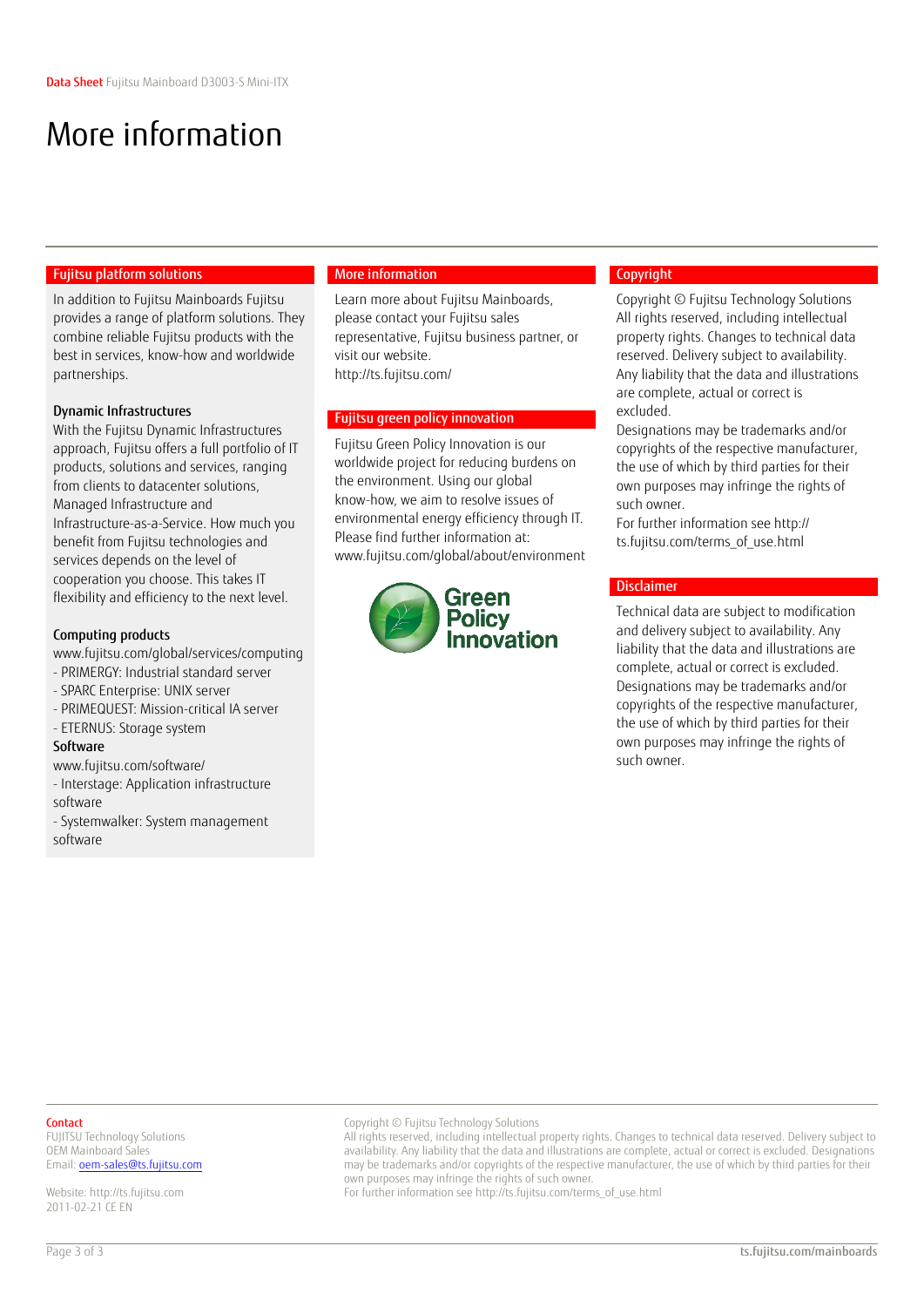# More information

## Fujitsu platform solutions

In addition to Fujitsu Mainboards Fujitsu provides a range of platform solutions. They combine reliable Fujitsu products with the best in services, know-how and worldwide partnerships.

### Dynamic Infrastructures

With the Fujitsu Dynamic Infrastructures approach, Fujitsu offers a full portfolio of IT products, solutions and services, ranging from clients to datacenter solutions, Managed Infrastructure and Infrastructure-as-a-Service. How much you benefit from Fujitsu technologies and services depends on the level of cooperation you choose. This takes IT flexibility and efficiency to the next level.

### Computing products

www.fujitsu.com/global/services/computing

- PRIMERGY: Industrial standard server
- SPARC Enterprise: UNIX server
- PRIMEQUEST: Mission-critical IA server
- ETERNUS: Storage system

### Software

www.fujitsu.com/software/

- Interstage: Application infrastructure software
- Systemwalker: System management software

## More information

Learn more about Fujitsu Mainboards, please contact your Fujitsu sales representative, Fujitsu business partner, or visit our website.
http://ts.fujitsu.com/

## Fujitsu green policy innovation

Fujitsu Green Policy Innovation is our worldwide project for reducing burdens on the environment. Using our global know-how, we aim to resolve issues of environmental energy efficiency through IT. Please find further information at: www.fujitsu.com/global/about/environment

Green Policy Innovation

## Copyright

Copyright © Fujitsu Technology Solutions
All rights reserved, including intellectual property rights. Changes to technical data reserved. Delivery subject to availability. Any liability that the data and illustrations are complete, actual or correct is excluded.
Designations may be trademarks and/or copyrights of the respective manufacturer, the use of which by third parties for their own purposes may infringe the rights of such owner.
For further information see http://ts.fujitsu.com/terms_of_use.html

## Disclaimer

Technical data are subject to modification and delivery subject to availability. Any liability that the data and illustrations are complete, actual or correct is excluded. Designations may be trademarks and/or copyrights of the respective manufacturer, the use of which by third parties for their own purposes may infringe the rights of such owner.

**Contact**
FUJITSU Technology Solutions
OEM Mainboard Sales
Email: oem-sales@ts.fujitsu.com

Website: http://ts.fujitsu.com
2011-02-21 CE EN

Copyright © Fujitsu Technology Solutions
All rights reserved, including intellectual property rights. Changes to technical data reserved. Delivery subject to availability. Any liability that the data and illustrations are complete, actual or correct is excluded. Designations may be trademarks and/or copyrights of the respective manufacturer, the use of which by third parties for their own purposes may infringe the rights of such owner.
For further information see http://ts.fujitsu.com/terms_of_use.html